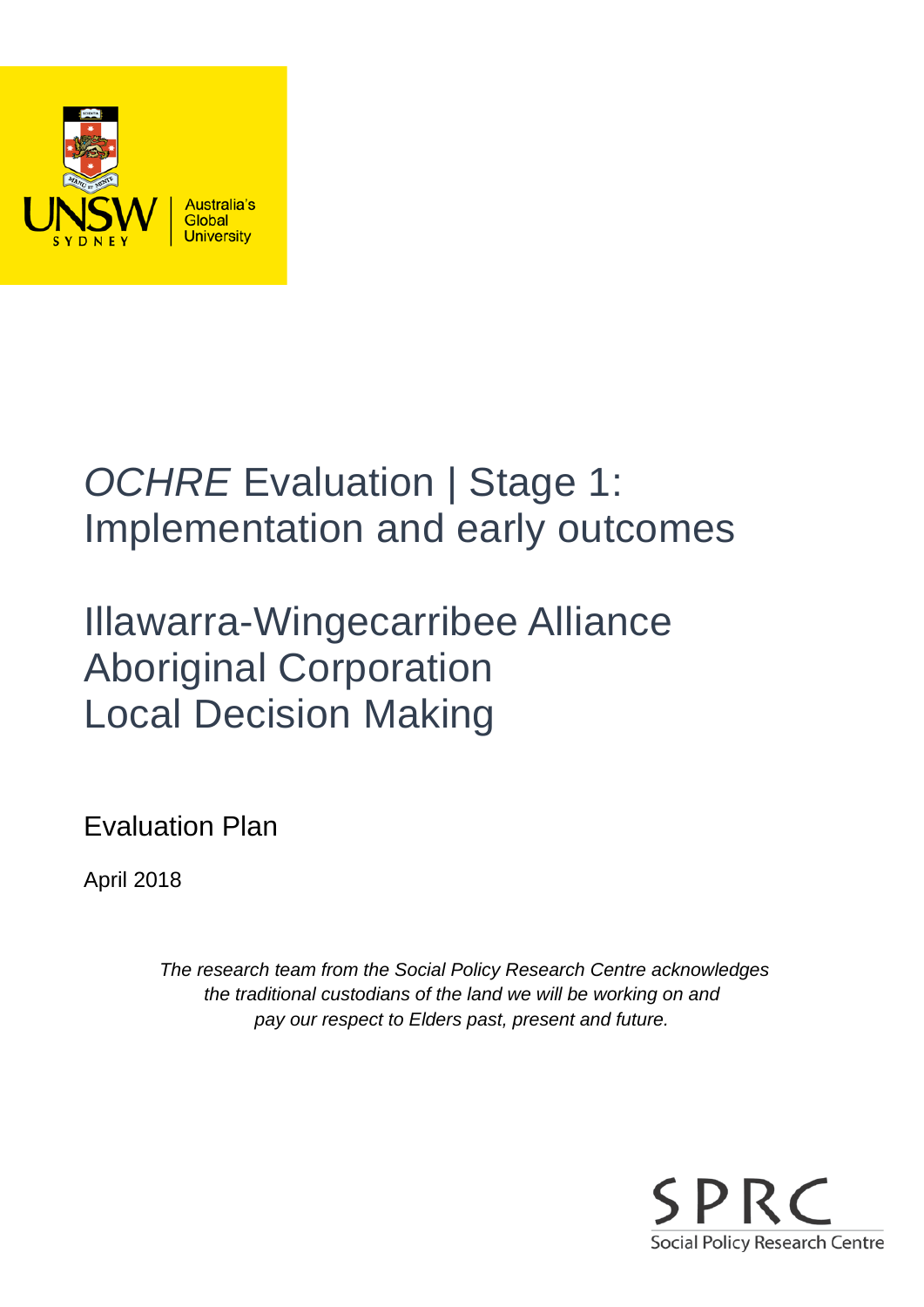# *OCHRE* Evaluation | Stage 1: Implementation and early outcomes

# Illawarra-Wingecarribee Alliance Aboriginal Corporation Local Decision Making

## Evaluation Plan

April 2018

*The research team from the Social Policy Research Centre acknowledges the traditional custodians of the land we will be working on and pay our respect to Elders past, present and future.*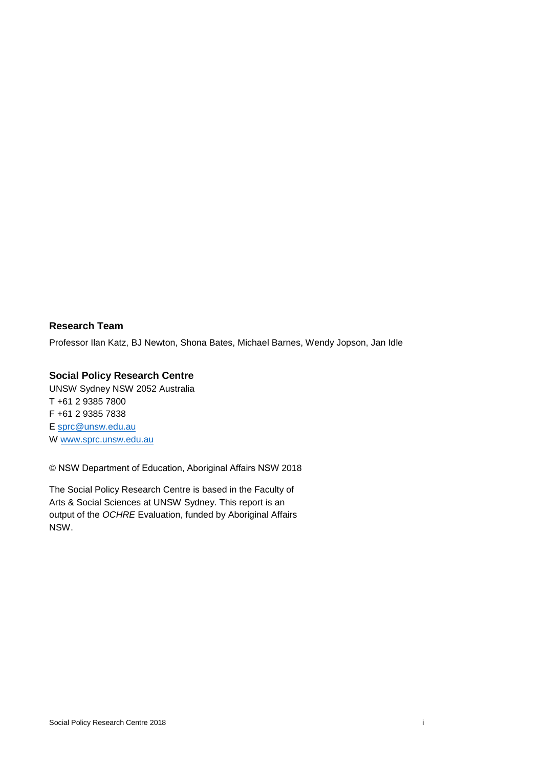**Research Team**

Professor Ilan Katz, BJ Newton, Shona Bates, Michael Barnes, Wendy Jopson, Jan Idle

**Social Policy Research Centre**

UNSW Sydney NSW 2052 Australia
T +61 2 9385 7800
F +61 2 9385 7838
E sprc@unsw.edu.au
W www.sprc.unsw.edu.au

© NSW Department of Education, Aboriginal Affairs NSW 2018

The Social Policy Research Centre is based in the Faculty of Arts & Social Sciences at UNSW Sydney. This report is an output of the *OCHRE* Evaluation, funded by Aboriginal Affairs NSW.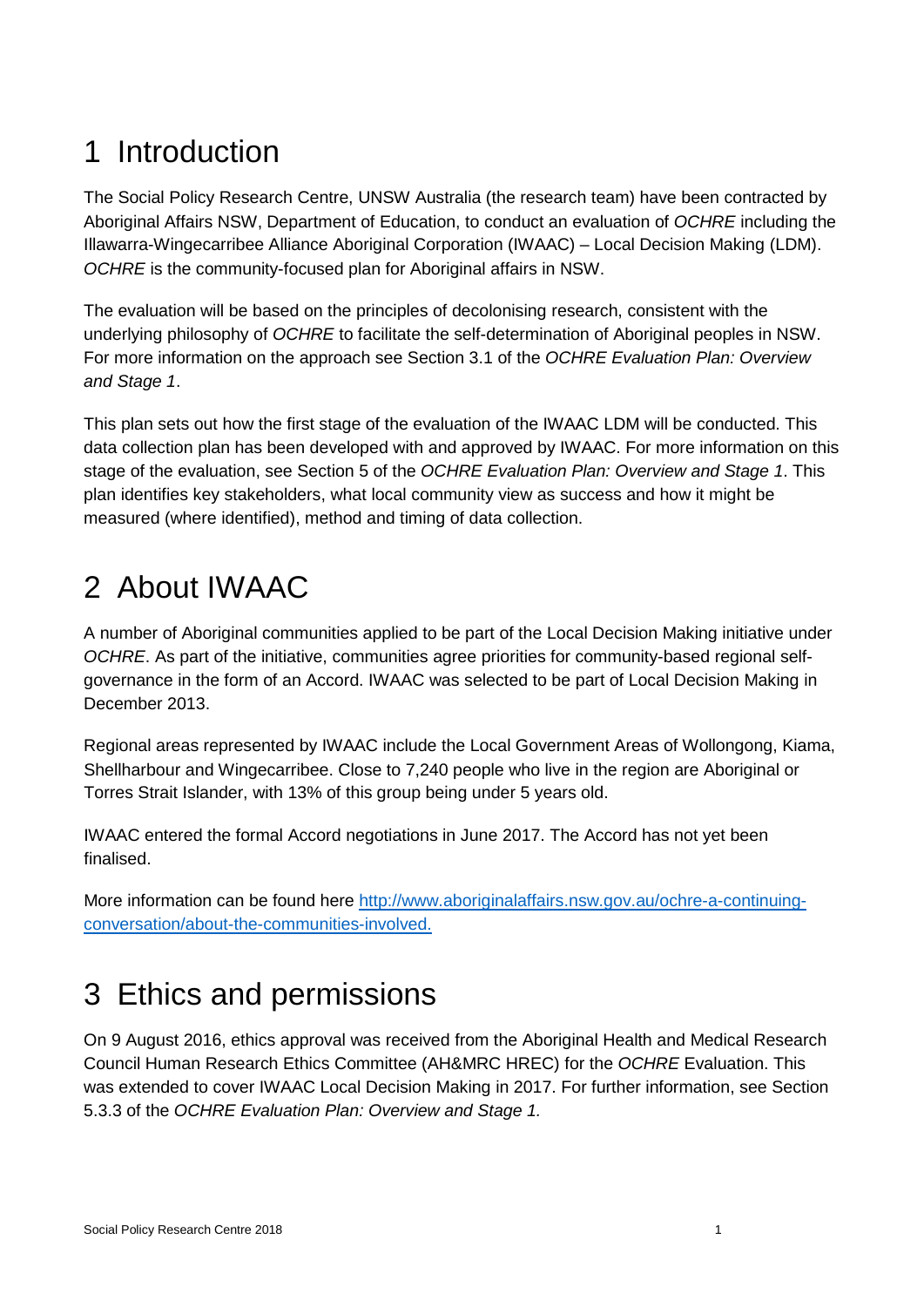# 1 Introduction

The Social Policy Research Centre, UNSW Australia (the research team) have been contracted by Aboriginal Affairs NSW, Department of Education, to conduct an evaluation of *OCHRE* including the Illawarra-Wingecarribee Alliance Aboriginal Corporation (IWAAC) – Local Decision Making (LDM). *OCHRE* is the community-focused plan for Aboriginal affairs in NSW.

The evaluation will be based on the principles of decolonising research, consistent with the underlying philosophy of *OCHRE* to facilitate the self-determination of Aboriginal peoples in NSW. For more information on the approach see Section 3.1 of the *OCHRE Evaluation Plan: Overview and Stage 1*.

This plan sets out how the first stage of the evaluation of the IWAAC LDM will be conducted. This data collection plan has been developed with and approved by IWAAC. For more information on this stage of the evaluation, see Section 5 of the *OCHRE Evaluation Plan: Overview and Stage 1*. This plan identifies key stakeholders, what local community view as success and how it might be measured (where identified), method and timing of data collection.

# 2 About IWAAC

A number of Aboriginal communities applied to be part of the Local Decision Making initiative under *OCHRE*. As part of the initiative, communities agree priorities for community-based regional self-governance in the form of an Accord. IWAAC was selected to be part of Local Decision Making in December 2013.

Regional areas represented by IWAAC include the Local Government Areas of Wollongong, Kiama, Shellharbour and Wingecarribee. Close to 7,240 people who live in the region are Aboriginal or Torres Strait Islander, with 13% of this group being under 5 years old.

IWAAC entered the formal Accord negotiations in June 2017. The Accord has not yet been finalised.

More information can be found here [http://www.aboriginalaffairs.nsw.gov.au/ochre-a-continuing-conversation/about-the-communities-involved.](http://www.aboriginalaffairs.nsw.gov.au/ochre-a-continuing-conversation/about-the-communities-involved)

# 3 Ethics and permissions

On 9 August 2016, ethics approval was received from the Aboriginal Health and Medical Research Council Human Research Ethics Committee (AH&MRC HREC) for the *OCHRE* Evaluation. This was extended to cover IWAAC Local Decision Making in 2017. For further information, see Section 5.3.3 of the *OCHRE Evaluation Plan: Overview and Stage 1.*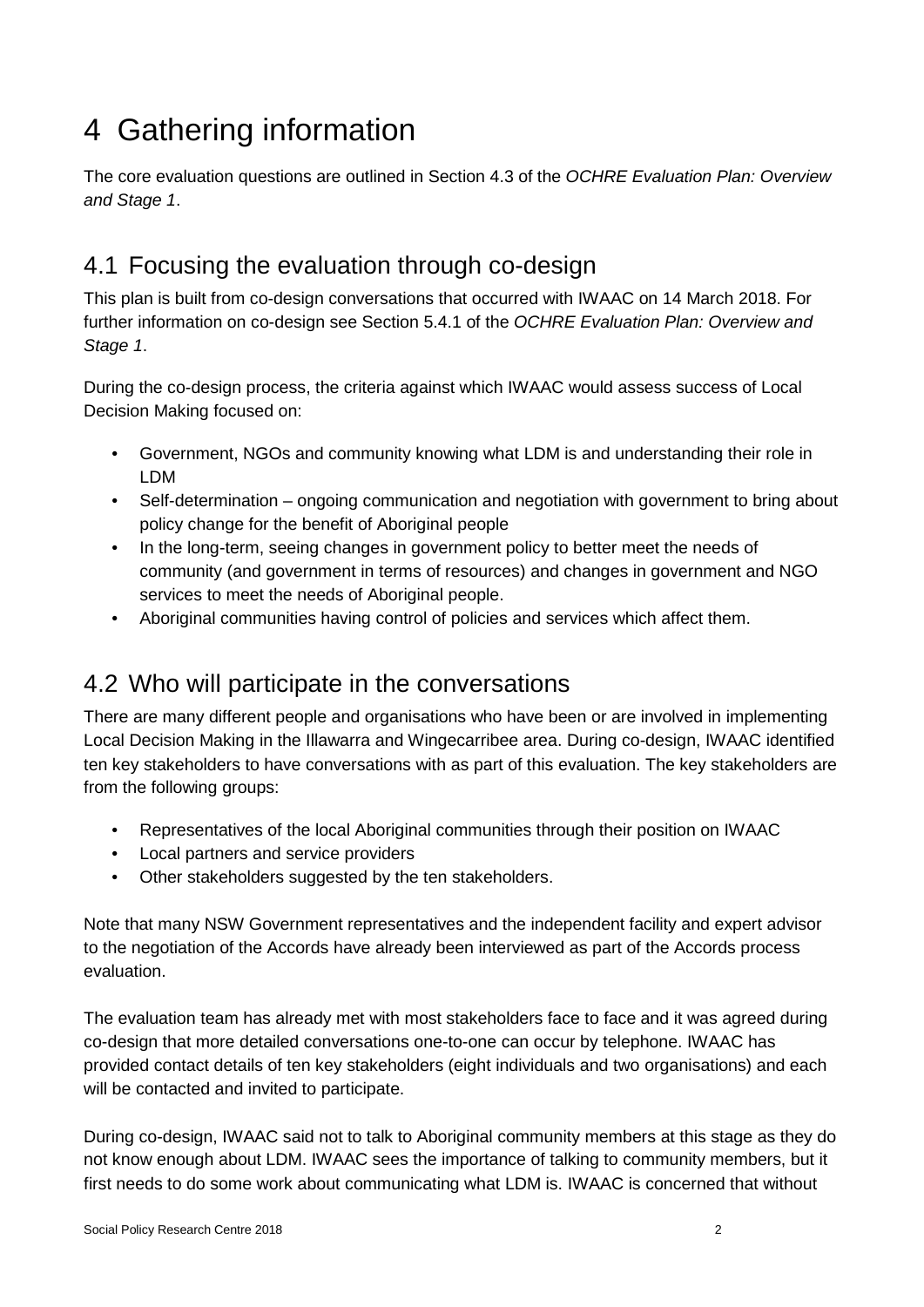# 4 Gathering information

The core evaluation questions are outlined in Section 4.3 of the *OCHRE Evaluation Plan: Overview and Stage 1*.

## 4.1 Focusing the evaluation through co-design

This plan is built from co-design conversations that occurred with IWAAC on 14 March 2018. For further information on co-design see Section 5.4.1 of the *OCHRE Evaluation Plan: Overview and Stage 1*.

During the co-design process, the criteria against which IWAAC would assess success of Local Decision Making focused on:

- Government, NGOs and community knowing what LDM is and understanding their role in LDM
- Self-determination – ongoing communication and negotiation with government to bring about policy change for the benefit of Aboriginal people
- In the long-term, seeing changes in government policy to better meet the needs of community (and government in terms of resources) and changes in government and NGO services to meet the needs of Aboriginal people.
- Aboriginal communities having control of policies and services which affect them.

## 4.2 Who will participate in the conversations

There are many different people and organisations who have been or are involved in implementing Local Decision Making in the Illawarra and Wingecarribee area. During co-design, IWAAC identified ten key stakeholders to have conversations with as part of this evaluation. The key stakeholders are from the following groups:

- Representatives of the local Aboriginal communities through their position on IWAAC
- Local partners and service providers
- Other stakeholders suggested by the ten stakeholders.

Note that many NSW Government representatives and the independent facility and expert advisor to the negotiation of the Accords have already been interviewed as part of the Accords process evaluation.

The evaluation team has already met with most stakeholders face to face and it was agreed during co-design that more detailed conversations one-to-one can occur by telephone. IWAAC has provided contact details of ten key stakeholders (eight individuals and two organisations) and each will be contacted and invited to participate.

During co-design, IWAAC said not to talk to Aboriginal community members at this stage as they do not know enough about LDM. IWAAC sees the importance of talking to community members, but it first needs to do some work about communicating what LDM is. IWAAC is concerned that without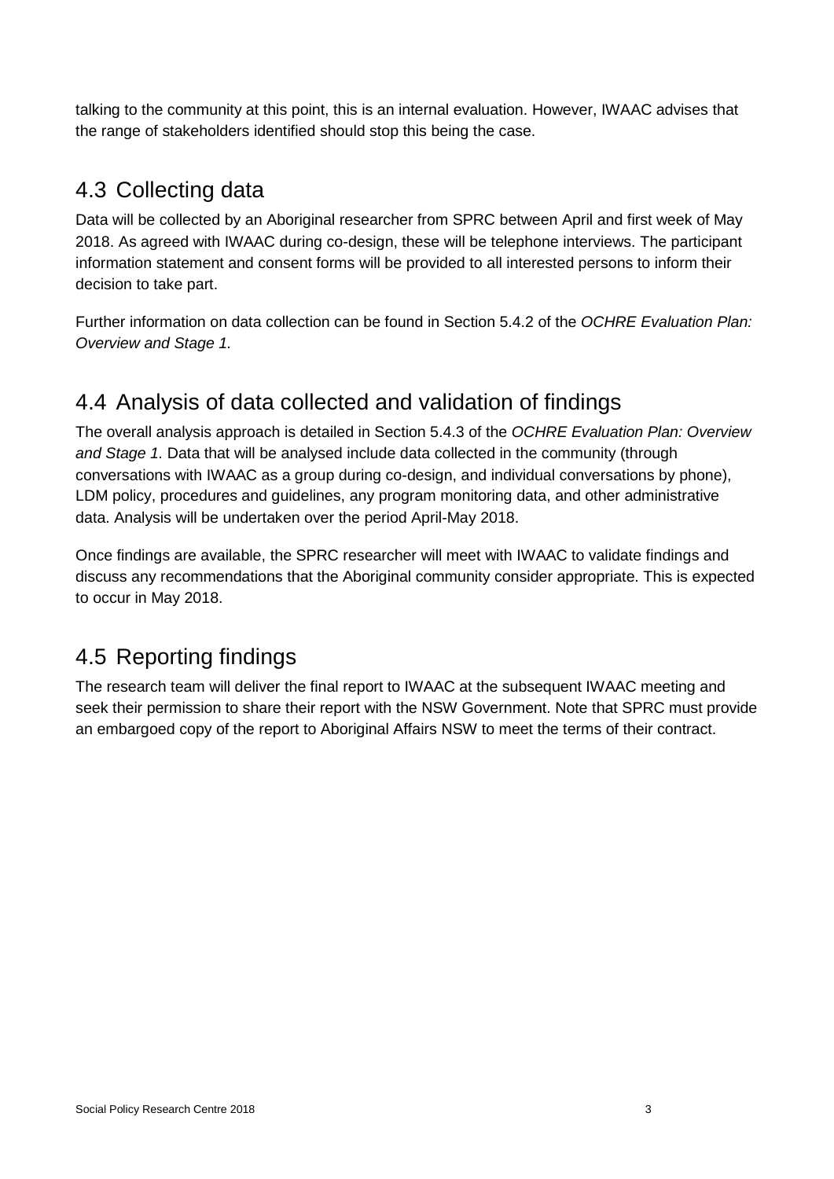talking to the community at this point, this is an internal evaluation. However, IWAAC advises that the range of stakeholders identified should stop this being the case.

## 4.3 Collecting data

Data will be collected by an Aboriginal researcher from SPRC between April and first week of May 2018. As agreed with IWAAC during co-design, these will be telephone interviews. The participant information statement and consent forms will be provided to all interested persons to inform their decision to take part.

Further information on data collection can be found in Section 5.4.2 of the *OCHRE Evaluation Plan: Overview and Stage 1.*

## 4.4 Analysis of data collected and validation of findings

The overall analysis approach is detailed in Section 5.4.3 of the *OCHRE Evaluation Plan: Overview and Stage 1.* Data that will be analysed include data collected in the community (through conversations with IWAAC as a group during co-design, and individual conversations by phone), LDM policy, procedures and guidelines, any program monitoring data, and other administrative data. Analysis will be undertaken over the period April-May 2018.

Once findings are available, the SPRC researcher will meet with IWAAC to validate findings and discuss any recommendations that the Aboriginal community consider appropriate. This is expected to occur in May 2018.

## 4.5 Reporting findings

The research team will deliver the final report to IWAAC at the subsequent IWAAC meeting and seek their permission to share their report with the NSW Government. Note that SPRC must provide an embargoed copy of the report to Aboriginal Affairs NSW to meet the terms of their contract.